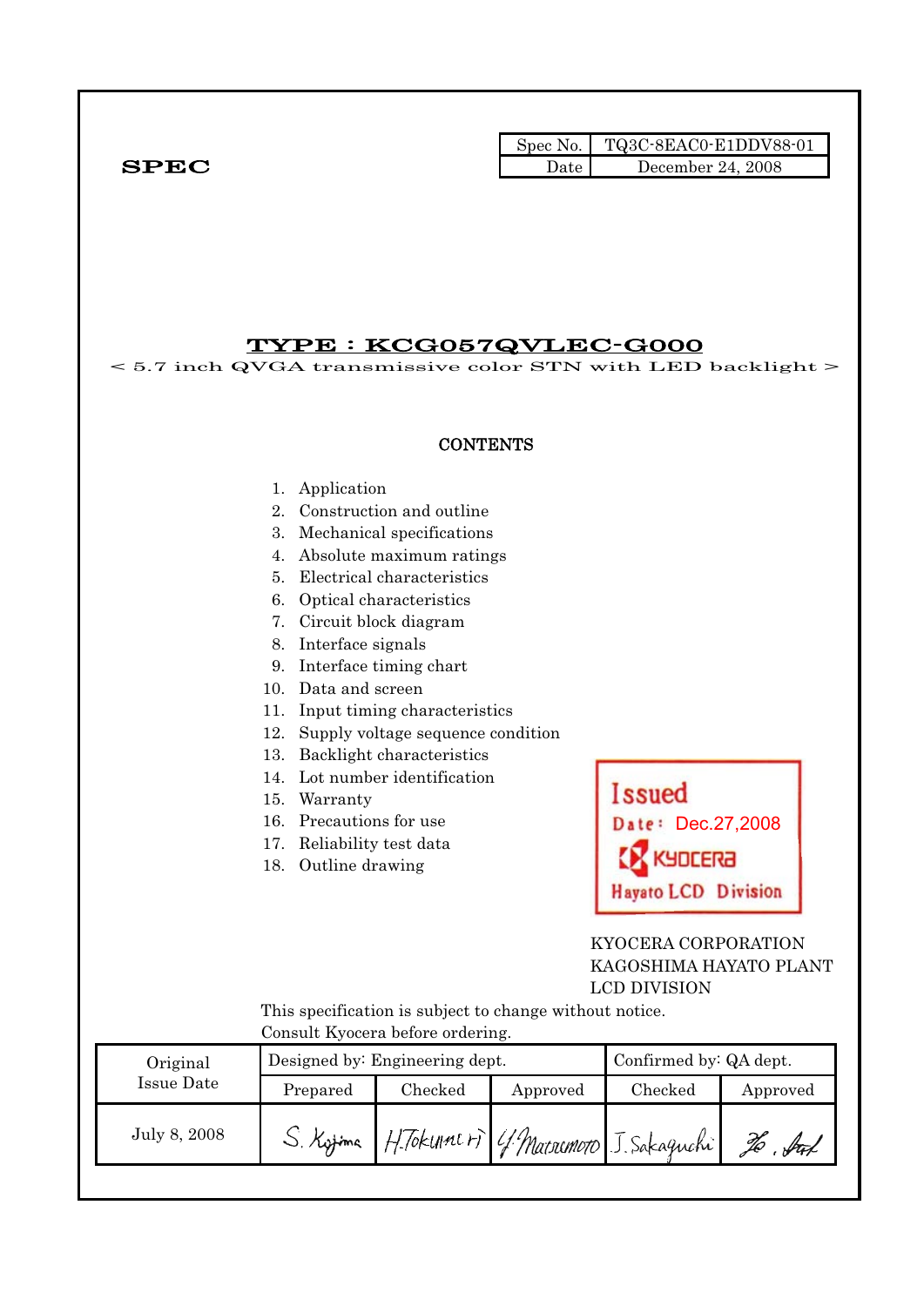| Spec No. | TQ3C-8EAC0-E1DDV88-01 |
| --- | --- |
| Date | December 24, 2008 |

**SPEC**

# TYPE : KCG057QVLEC-G000

< 5.7 inch QVGA transmissive color STN with LED backlight >

## CONTENTS

1. Application
2. Construction and outline
3. Mechanical specifications
4. Absolute maximum ratings
5. Electrical characteristics
6. Optical characteristics
7. Circuit block diagram
8. Interface signals
9. Interface timing chart
10. Data and screen
11. Input timing characteristics
12. Supply voltage sequence condition
13. Backlight characteristics
14. Lot number identification
15. Warranty
16. Precautions for use
17. Reliability test data
18. Outline drawing

Issued
Date: Dec.27,2008
KYOCERA
Hayato LCD Division

KYOCERA CORPORATION
KAGOSHIMA HAYATO PLANT
LCD DIVISION

This specification is subject to change without notice.
Consult Kyocera before ordering.

| Original Issue Date | Designed by: Engineering dept. | | | Confirmed by: QA dept. | |
| --- | --- | --- | --- | --- | --- |
| | Prepared | Checked | Approved | Checked | Approved |
| July 8, 2008 | S. Kojima | H. Tokunari | Y. Matsumoto | J. Sakaguchi | (signature) |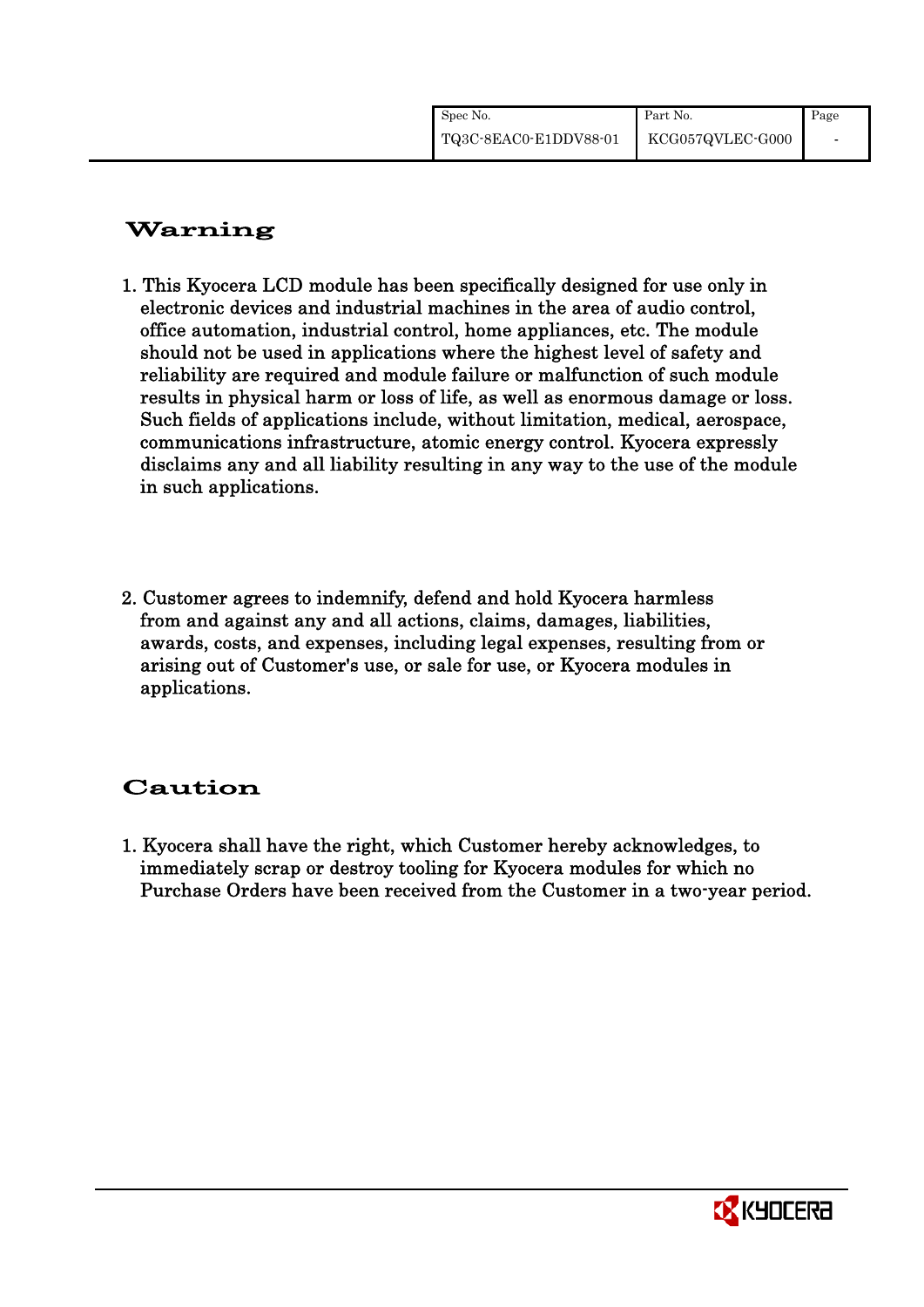# Warning

1. This Kyocera LCD module has been specifically designed for use only in electronic devices and industrial machines in the area of audio control, office automation, industrial control, home appliances, etc. The module should not be used in applications where the highest level of safety and reliability are required and module failure or malfunction of such module results in physical harm or loss of life, as well as enormous damage or loss. Such fields of applications include, without limitation, medical, aerospace, communications infrastructure, atomic energy control. Kyocera expressly disclaims any and all liability resulting in any way to the use of the module in such applications.

2. Customer agrees to indemnify, defend and hold Kyocera harmless from and against any and all actions, claims, damages, liabilities, awards, costs, and expenses, including legal expenses, resulting from or arising out of Customer's use, or sale for use, or Kyocera modules in applications.

# Caution

1. Kyocera shall have the right, which Customer hereby acknowledges, to immediately scrap or destroy tooling for Kyocera modules for which no Purchase Orders have been received from the Customer in a two-year period.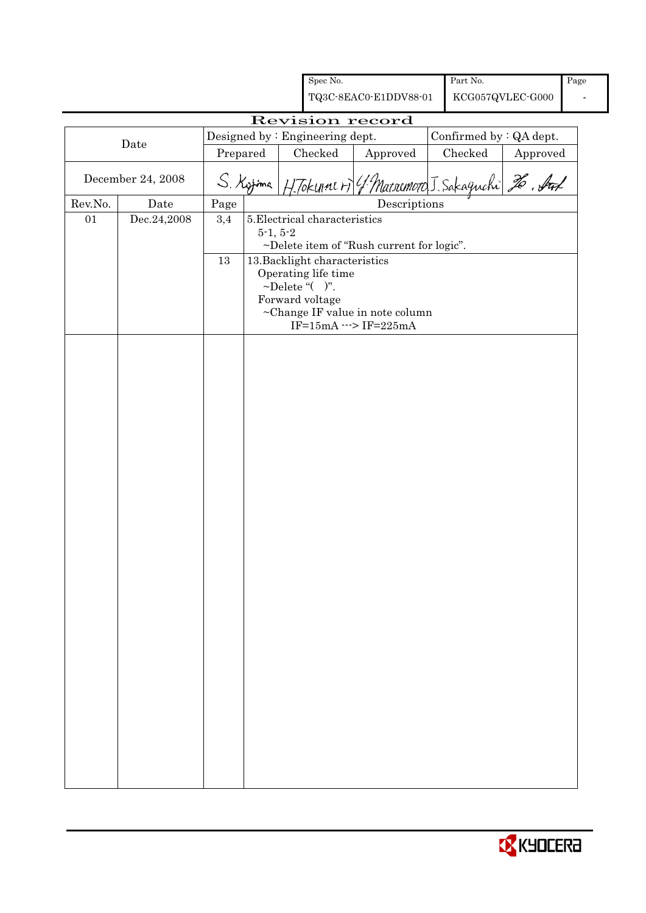| Spec No. | Part No. | Page |
|---|---|---|
| TQ3C-8EAC0-E1DDV88-01 | KCG057QVLEC-G000 | - |

# Revision record

| Date | Designed by : Engineering dept. | | | Confirmed by : QA dept. | |
|---|---|---|---|---|---|
| | Prepared | Checked | Approved | Checked | Approved |
| December 24, 2008 | S. Kojima | H.Tokumori | Y. Matsumoto | J. Sakaguchi | |

| Rev.No. | Date | Page | Descriptions |
|---|---|---|---|
| 01 | Dec.24,2008 | 3,4 | 5.Electrical characteristics<br>5-1, 5-2<br>~Delete item of "Rush current for logic". |
| | | 13 | 13.Backlight characteristics<br>Operating life time<br>~Delete "( )".<br>Forward voltage<br>~Change IF value in note column<br>IF=15mA ---> IF=225mA |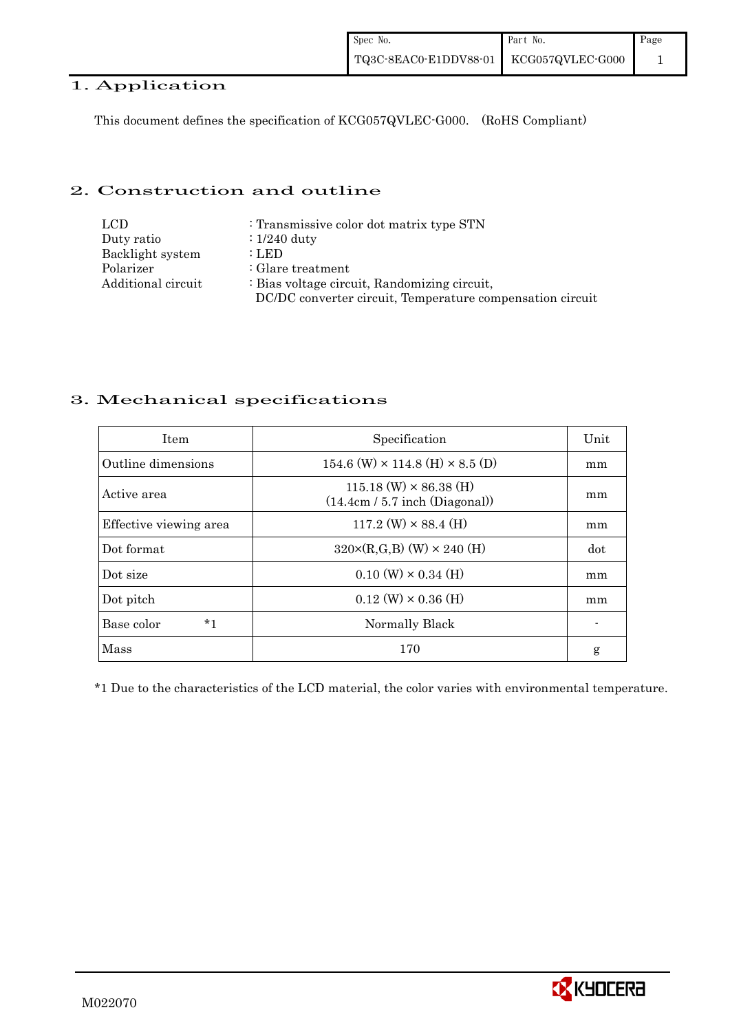## 1. Application

This document defines the specification of KCG057QVLEC-G000. (RoHS Compliant)

## 2. Construction and outline

| | |
|---|---|
| LCD | : Transmissive color dot matrix type STN |
| Duty ratio | : 1/240 duty |
| Backlight system | : LED |
| Polarizer | : Glare treatment |
| Additional circuit | : Bias voltage circuit, Randomizing circuit, DC/DC converter circuit, Temperature compensation circuit |

## 3. Mechanical specifications

| Item | Specification | Unit |
|---|---|---|
| Outline dimensions | 154.6 (W) × 114.8 (H) × 8.5 (D) | mm |
| Active area | 115.18 (W) × 86.38 (H) (14.4cm / 5.7 inch (Diagonal)) | mm |
| Effective viewing area | 117.2 (W) × 88.4 (H) | mm |
| Dot format | 320×(R,G,B) (W) × 240 (H) | dot |
| Dot size | 0.10 (W) × 0.34 (H) | mm |
| Dot pitch | 0.12 (W) × 0.36 (H) | mm |
| Base color *1 | Normally Black | - |
| Mass | 170 | g |

*1 Due to the characteristics of the LCD material, the color varies with environmental temperature.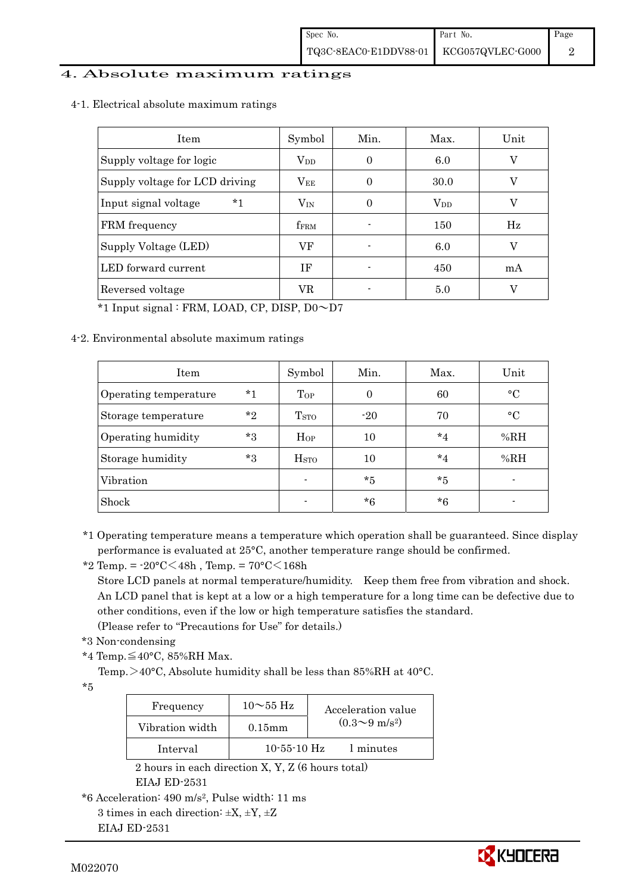## 4. Absolute maximum ratings

### 4-1. Electrical absolute maximum ratings

| Item | Symbol | Min. | Max. | Unit |
|---|---|---|---|---|
| Supply voltage for logic | $V_{DD}$ | 0 | 6.0 | V |
| Supply voltage for LCD driving | $V_{EE}$ | 0 | 30.0 | V |
| Input signal voltage *1 | $V_{IN}$ | 0 | $V_{DD}$ | V |
| FRM frequency | $f_{FRM}$ | - | 150 | Hz |
| Supply Voltage (LED) | VF | - | 6.0 | V |
| LED forward current | IF | - | 450 | mA |
| Reversed voltage | VR | - | 5.0 | V |

*1 Input signal : FRM, LOAD, CP, DISP, D0～D7

### 4-2. Environmental absolute maximum ratings

| Item | Symbol | Min. | Max. | Unit |
|---|---|---|---|---|
| Operating temperature *1 | $T_{OP}$ | 0 | 60 | °C |
| Storage temperature *2 | $T_{STO}$ | -20 | 70 | °C |
| Operating humidity *3 | $H_{OP}$ | 10 | *4 | %RH |
| Storage humidity *3 | $H_{STO}$ | 10 | *4 | %RH |
| Vibration | - | *5 | *5 | - |
| Shock | - | *6 | *6 | - |

*1 Operating temperature means a temperature which operation shall be guaranteed. Since display performance is evaluated at 25°C, another temperature range should be confirmed.

*2 Temp. = -20°C＜48h , Temp. = 70°C＜168h

Store LCD panels at normal temperature/humidity. Keep them free from vibration and shock. An LCD panel that is kept at a low or a high temperature for a long time can be defective due to other conditions, even if the low or high temperature satisfies the standard. (Please refer to "Precautions for Use" for details.)

*3 Non-condensing

*4 Temp.≦40°C, 85%RH Max.

Temp.＞40°C, Absolute humidity shall be less than 85%RH at 40°C.

*5

| Frequency | 10～55 Hz | Acceleration value ($0.3～9\ m/s^2$) |
|---|---|---|
| Vibration width | 0.15mm | |
| Interval | 10-55-10 Hz | 1 minutes |

2 hours in each direction X, Y, Z (6 hours total)
EIAJ ED-2531

*6 Acceleration: 490 $m/s^2$, Pulse width: 11 ms
3 times in each direction: ±X, ±Y, ±Z
EIAJ ED-2531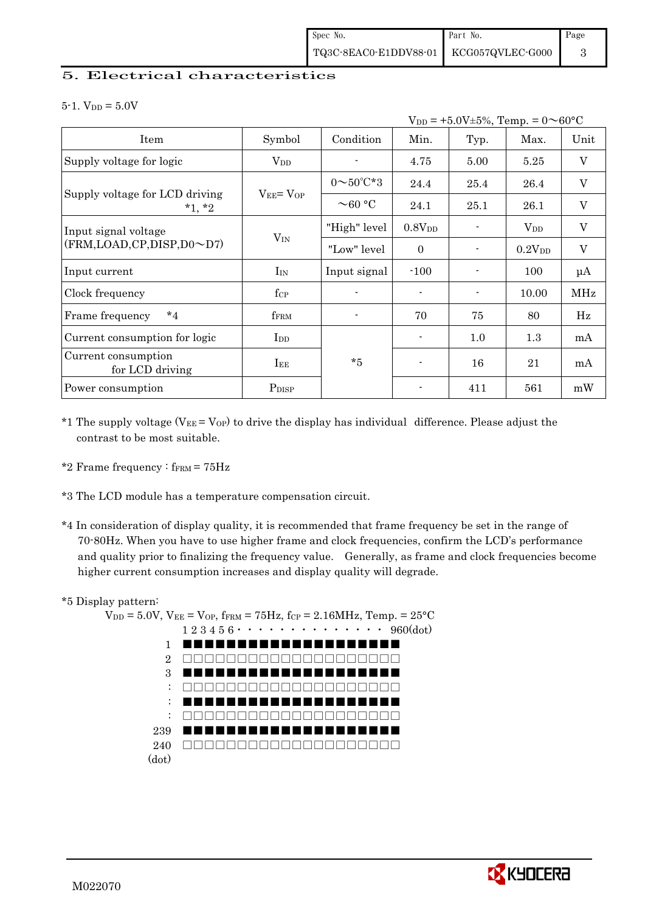## 5. Electrical characteristics

5-1. $V_{DD}$ = 5.0V

$V_{DD}$ = +5.0V±5%, Temp. = 0～60°C

| Item | Symbol | Condition | Min. | Typ. | Max. | Unit |
|---|---|---|---|---|---|---|
| Supply voltage for logic | $V_{DD}$ | - | 4.75 | 5.00 | 5.25 | V |
| Supply voltage for LCD driving *1, *2 | $V_{EE}$= $V_{OP}$ | 0～50°C*3 | 24.4 | 25.4 | 26.4 | V |
| | | ～60 °C | 24.1 | 25.1 | 26.1 | V |
| Input signal voltage (FRM,LOAD,CP,DISP,D0～D7) | $V_{IN}$ | "High" level | 0.8$V_{DD}$ | - | $V_{DD}$ | V |
| | | "Low" level | 0 | - | 0.2$V_{DD}$ | V |
| Input current | $I_{IN}$ | Input signal | -100 | - | 100 | μA |
| Clock frequency | $f_{CP}$ | - | - | - | 10.00 | MHz |
| Frame frequency *4 | $f_{FRM}$ | - | 70 | 75 | 80 | Hz |
| Current consumption for logic | $I_{DD}$ | *5 | - | 1.0 | 1.3 | mA |
| Current consumption for LCD driving | $I_{EE}$ | | - | 16 | 21 | mA |
| Power consumption | $P_{DISP}$ | | - | 411 | 561 | mW |

*1 The supply voltage ($V_{EE}$ = $V_{OP}$) to drive the display has individual difference. Please adjust the contrast to be most suitable.

*2 Frame frequency : $f_{FRM}$ = 75Hz

*3 The LCD module has a temperature compensation circuit.

*4 In consideration of display quality, it is recommended that frame frequency be set in the range of 70-80Hz. When you have to use higher frame and clock frequencies, confirm the LCD's performance and quality prior to finalizing the frequency value. Generally, as frame and clock frequencies become higher current consumption increases and display quality will degrade.

*5 Display pattern:

$V_{DD}$ = 5.0V, $V_{EE}$ = $V_{OP}$, $f_{FRM}$ = 75Hz, $f_{CP}$ = 2.16MHz, Temp. = 25°C

```
        1 2 3 4 5 6 · · · · · · · · · · · · · · 960(dot)
  1     ■■■■■■■■■■■■■■■■■■■■
  2     □□□□□□□□□□□□□□□□□□□□
  3     ■■■■■■■■■■■■■■■■■■■■
  :     □□□□□□□□□□□□□□□□□□□□
  :     ■■■■■■■■■■■■■■■■■■■■
  :     □□□□□□□□□□□□□□□□□□□□
239     ■■■■■■■■■■■■■■■■■■■■
240     □□□□□□□□□□□□□□□□□□□□
(dot)
```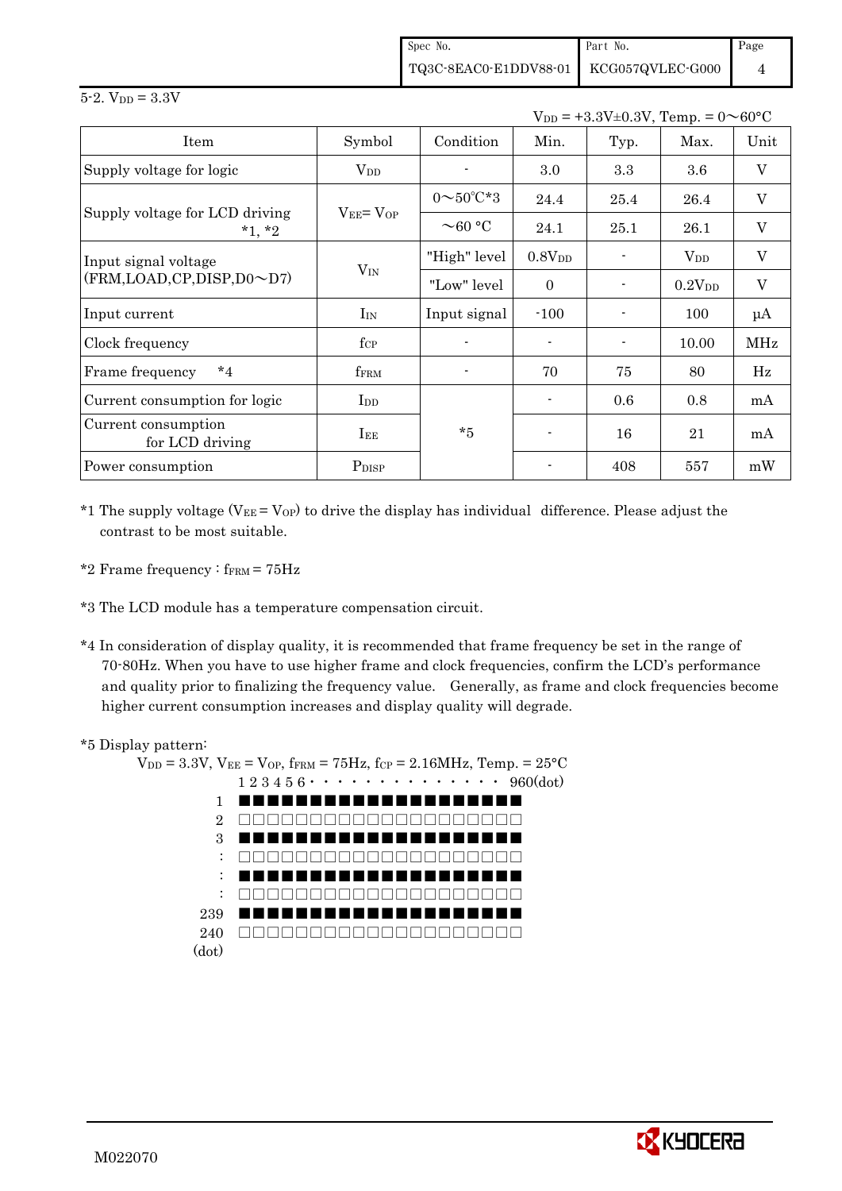5-2. $V_{DD}$ = 3.3V

$V_{DD}$ = +3.3V±0.3V, Temp. = 0～60°C

| Item | Symbol | Condition | Min. | Typ. | Max. | Unit |
|---|---|---|---|---|---|---|
| Supply voltage for logic | $V_{DD}$ | - | 3.0 | 3.3 | 3.6 | V |
| Supply voltage for LCD driving *1, *2 | $V_{EE}$= $V_{OP}$ | 0～50°C*3 | 24.4 | 25.4 | 26.4 | V |
| | | ～60 °C | 24.1 | 25.1 | 26.1 | V |
| Input signal voltage (FRM,LOAD,CP,DISP,D0～D7) | $V_{IN}$ | "High" level | $0.8V_{DD}$ | - | $V_{DD}$ | V |
| | | "Low" level | 0 | - | $0.2V_{DD}$ | V |
| Input current | $I_{IN}$ | Input signal | -100 | - | 100 | μA |
| Clock frequency | $f_{CP}$ | - | - | - | 10.00 | MHz |
| Frame frequency *4 | $f_{FRM}$ | - | 70 | 75 | 80 | Hz |
| Current consumption for logic | $I_{DD}$ | *5 | - | 0.6 | 0.8 | mA |
| Current consumption for LCD driving | $I_{EE}$ | | - | 16 | 21 | mA |
| Power consumption | $P_{DISP}$ | | - | 408 | 557 | mW |

*1 The supply voltage ($V_{EE}$ = $V_{OP}$) to drive the display has individual difference. Please adjust the contrast to be most suitable.

*2 Frame frequency : $f_{FRM}$ = 75Hz

*3 The LCD module has a temperature compensation circuit.

*4 In consideration of display quality, it is recommended that frame frequency be set in the range of 70-80Hz. When you have to use higher frame and clock frequencies, confirm the LCD's performance and quality prior to finalizing the frequency value. Generally, as frame and clock frequencies become higher current consumption increases and display quality will degrade.

*5 Display pattern:

$V_{DD}$ = 3.3V, $V_{EE}$ = $V_{OP}$, $f_{FRM}$ = 75Hz, $f_{CP}$ = 2.16MHz, Temp. = 25°C

```
        1 2 3 4 5 6 · · · · · · · · · · · · · 960(dot)
   1    ■■■■■■■■■■■■■■■■■■■■
   2    □□□□□□□□□□□□□□□□□□□□
   3    ■■■■■■■■■■■■■■■■■■■■
   :    □□□□□□□□□□□□□□□□□□□□
   :    ■■■■■■■■■■■■■■■■■■■■
   :    □□□□□□□□□□□□□□□□□□□□
 239    ■■■■■■■■■■■■■■■■■■■■
 240    □□□□□□□□□□□□□□□□□□□□
(dot)
```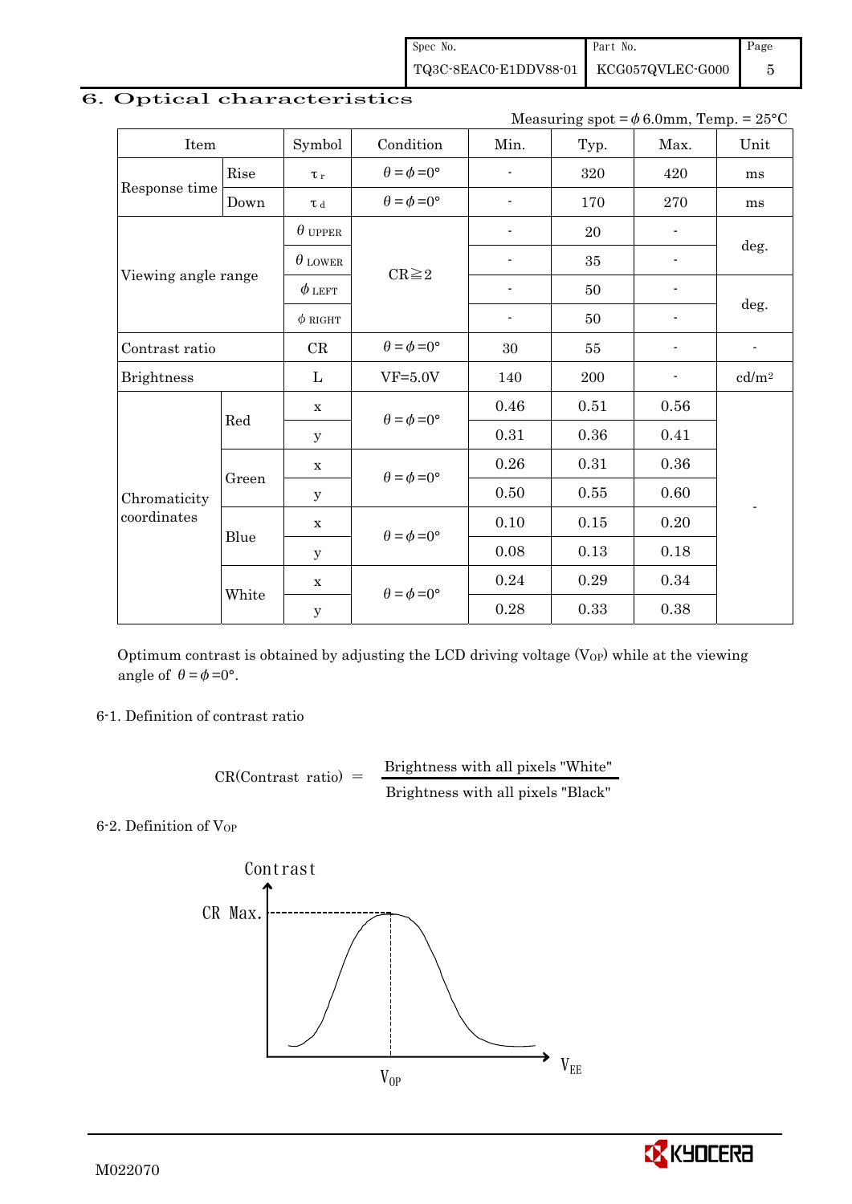## 6. Optical characteristics

Measuring spot = $\phi$ 6.0mm, Temp. = 25°C

| Item | | Symbol | Condition | Min. | Typ. | Max. | Unit |
|---|---|---|---|---|---|---|---|
| Response time | Rise | $\tau_r$ | $\theta=\phi=0°$ | - | 320 | 420 | ms |
| | Down | $\tau_d$ | $\theta=\phi=0°$ | - | 170 | 270 | ms |
| Viewing angle range | | $\theta_{UPPER}$ | CR≧2 | - | 20 | - | deg. |
| | | $\theta_{LOWER}$ | | - | 35 | - | |
| | | $\phi_{LEFT}$ | | - | 50 | - | deg. |
| | | $\phi_{RIGHT}$ | | - | 50 | - | |
| Contrast ratio | | CR | $\theta=\phi=0°$ | 30 | 55 | - | - |
| Brightness | | L | VF=5.0V | 140 | 200 | - | cd/m$^2$ |
| Chromaticity coordinates | Red | x | $\theta=\phi=0°$ | 0.46 | 0.51 | 0.56 | - |
| | | y | | 0.31 | 0.36 | 0.41 | |
| | Green | x | $\theta=\phi=0°$ | 0.26 | 0.31 | 0.36 | |
| | | y | | 0.50 | 0.55 | 0.60 | |
| | Blue | x | $\theta=\phi=0°$ | 0.10 | 0.15 | 0.20 | |
| | | y | | 0.08 | 0.13 | 0.18 | |
| | White | x | $\theta=\phi=0°$ | 0.24 | 0.29 | 0.34 | |
| | | y | | 0.28 | 0.33 | 0.38 | |

Optimum contrast is obtained by adjusting the LCD driving voltage ($V_{OP}$) while at the viewing angle of $\theta=\phi=0°$.

### 6-1. Definition of contrast ratio

$$\text{CR(Contrast ratio)} = \frac{\text{Brightness with all pixels "White"}}{\text{Brightness with all pixels "Black"}}$$

### 6-2. Definition of $V_{OP}$

Contrast

CR Max.

$V_{OP}$

$V_{EE}$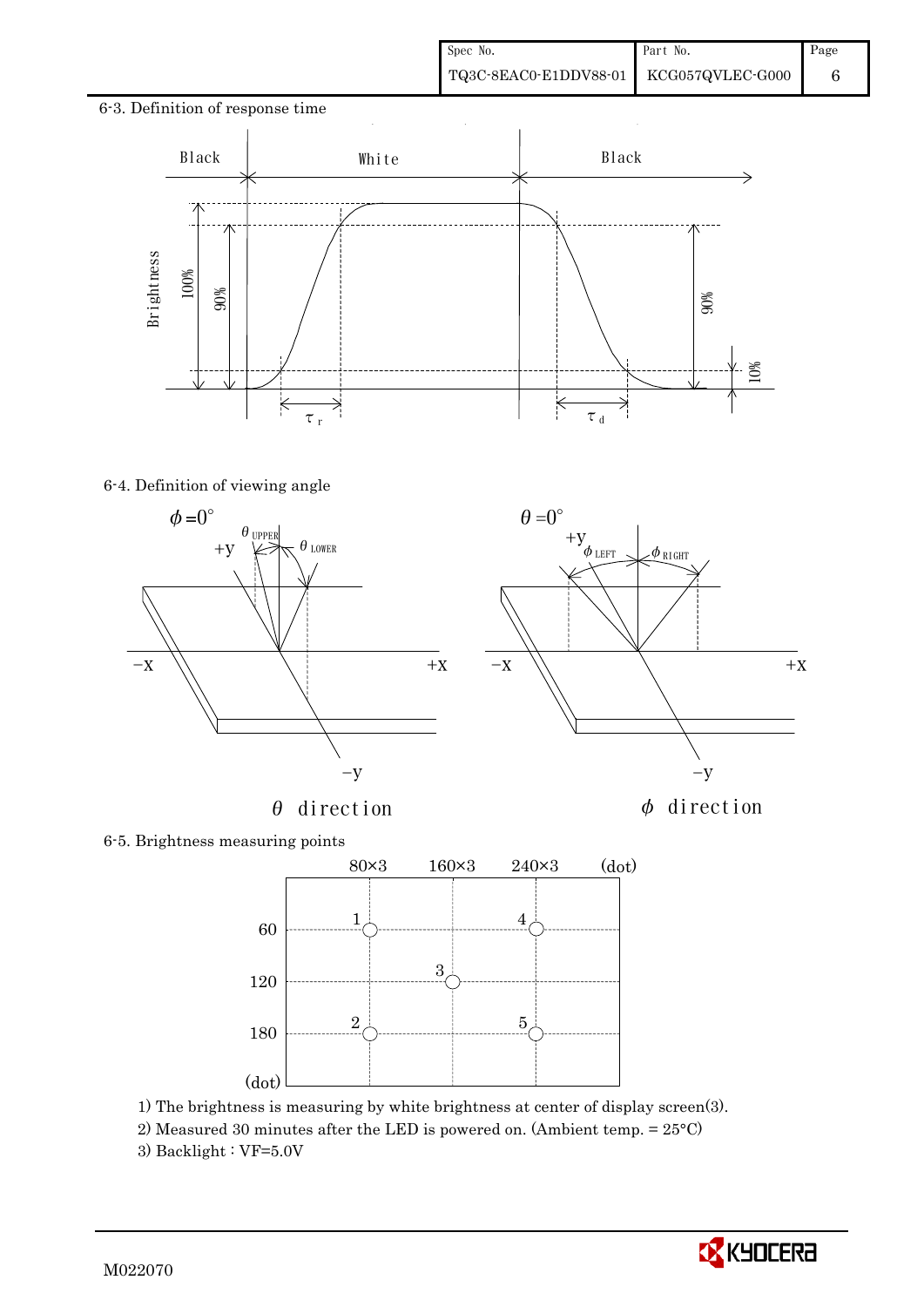### 6-3. Definition of response time

### 6-4. Definition of viewing angle

$\theta$ direction

$\phi$ direction

### 6-5. Brightness measuring points

1) The brightness is measuring by white brightness at center of display screen(3).

2) Measured 30 minutes after the LED is powered on. (Ambient temp. = 25°C)

3) Backlight : VF=5.0V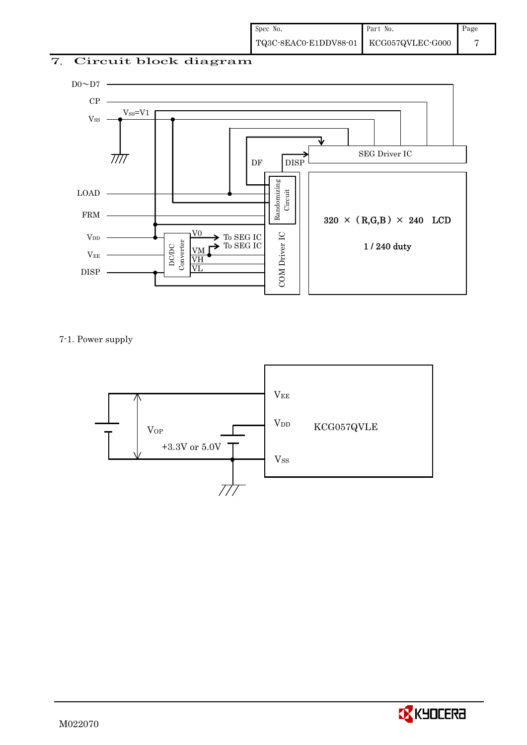## 7. Circuit block diagram

D0～D7

CP

$V_{SS}$ $V_{SS}$=V1

LOAD

FRM

$V_{DD}$

$V_{EE}$

DISP

DF DISP

SEG Driver IC

Randomizing Circuit

DC/DC Converter

V0 → To SEG IC

VM → To SEG IC

VH

VL

COM Driver IC

320 × (R,G,B) × 240 LCD

1 / 240 duty

7-1. Power supply

$V_{OP}$

+3.3V or 5.0V

$V_{EE}$

$V_{DD}$

$V_{SS}$

KCG057QVLE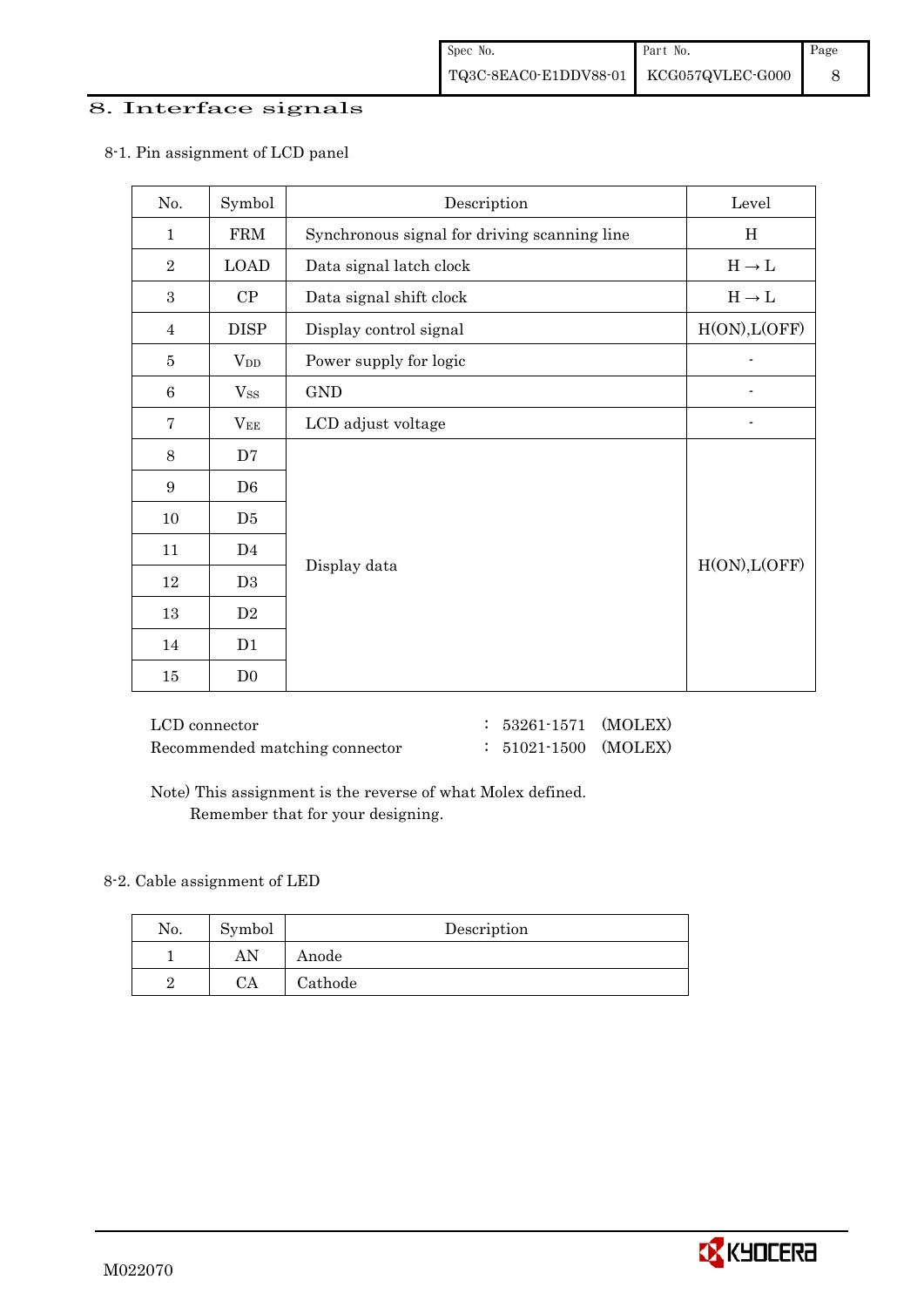## 8. Interface signals

### 8-1. Pin assignment of LCD panel

| No. | Symbol | Description | Level |
|---|---|---|---|
| 1 | FRM | Synchronous signal for driving scanning line | H |
| 2 | LOAD | Data signal latch clock | H → L |
| 3 | CP | Data signal shift clock | H → L |
| 4 | DISP | Display control signal | H(ON),L(OFF) |
| 5 | $V_{DD}$ | Power supply for logic | - |
| 6 | $V_{SS}$ | GND | - |
| 7 | $V_{EE}$ | LCD adjust voltage | - |
| 8 | D7 | Display data | H(ON),L(OFF) |
| 9 | D6 | | |
| 10 | D5 | | |
| 11 | D4 | | |
| 12 | D3 | | |
| 13 | D2 | | |
| 14 | D1 | | |
| 15 | D0 | | |

LCD connector : 53261-1571 (MOLEX)
Recommended matching connector : 51021-1500 (MOLEX)

Note) This assignment is the reverse of what Molex defined.
Remember that for your designing.

### 8-2. Cable assignment of LED

| No. | Symbol | Description |
|---|---|---|
| 1 | AN | Anode |
| 2 | CA | Cathode |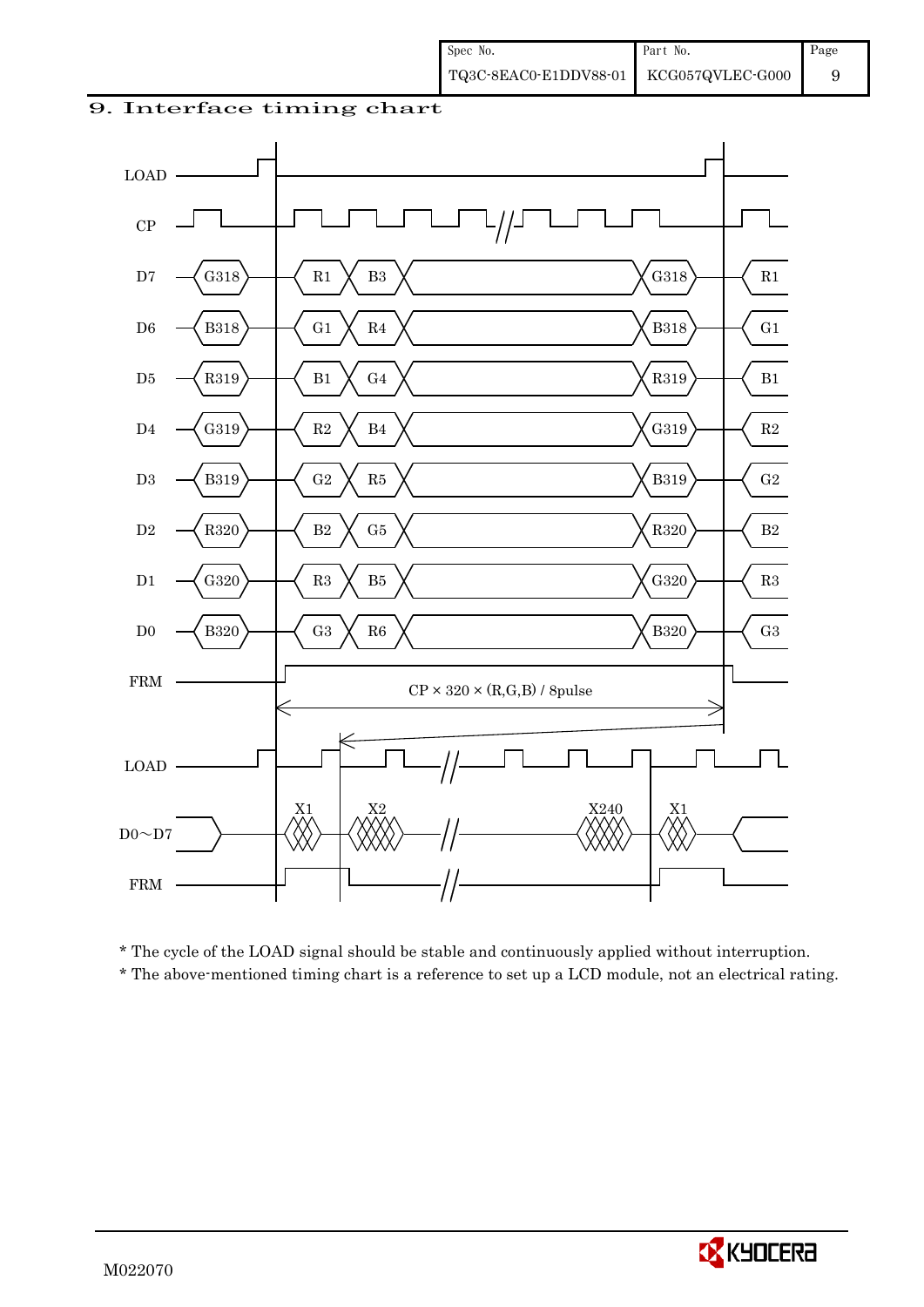# 9. Interface timing chart

LOAD

CP

D7 G318 R1 B3 G318 R1

D6 B318 G1 R4 B318 G1

D5 R319 B1 G4 R319 B1

D4 G319 R2 B4 G319 R2

D3 B319 G2 R5 B319 G2

D2 R320 B2 G5 R320 B2

D1 G320 R3 B5 G320 R3

D0 B320 G3 R6 B320 G3

FRM

CP × 320 × (R,G,B) / 8pulse

LOAD

D0～D7 X1 X2 X240 X1

FRM

* The cycle of the LOAD signal should be stable and continuously applied without interruption.
* The above-mentioned timing chart is a reference to set up a LCD module, not an electrical rating.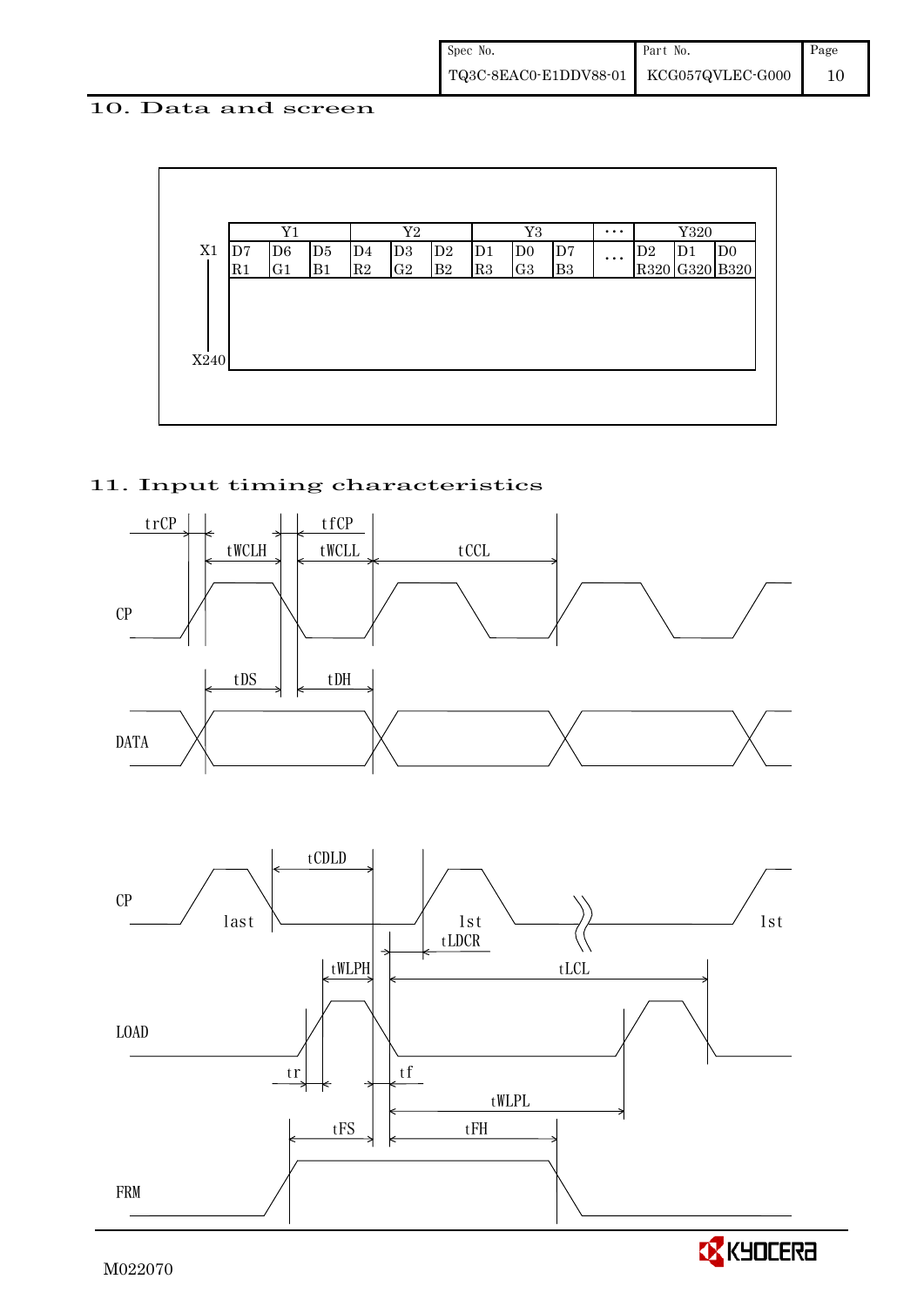## 10. Data and screen

|  | Y1 | | | Y2 | | | Y3 | | | ··· | Y320 | | |
|---|---|---|---|---|---|---|---|---|---|---|---|---|---|
| X1 | D7 R1 | D6 G1 | D5 B1 | D4 R2 | D3 G2 | D2 B2 | D1 R3 | D0 G3 | D7 B3 | ··· | D2 R320 | D1 G320 | D0 B320 |
| X240 | | | | | | | | | | | | | |

## 11. Input timing characteristics

trCP tfCP tWCLH tWCLL tCCL

CP

tDS tDH

DATA

CP last 1st 1st

tCDLD tLDCR

tWLPH tLCL

LOAD

tr tf

tWLPL

tFS tFH

FRM

M022070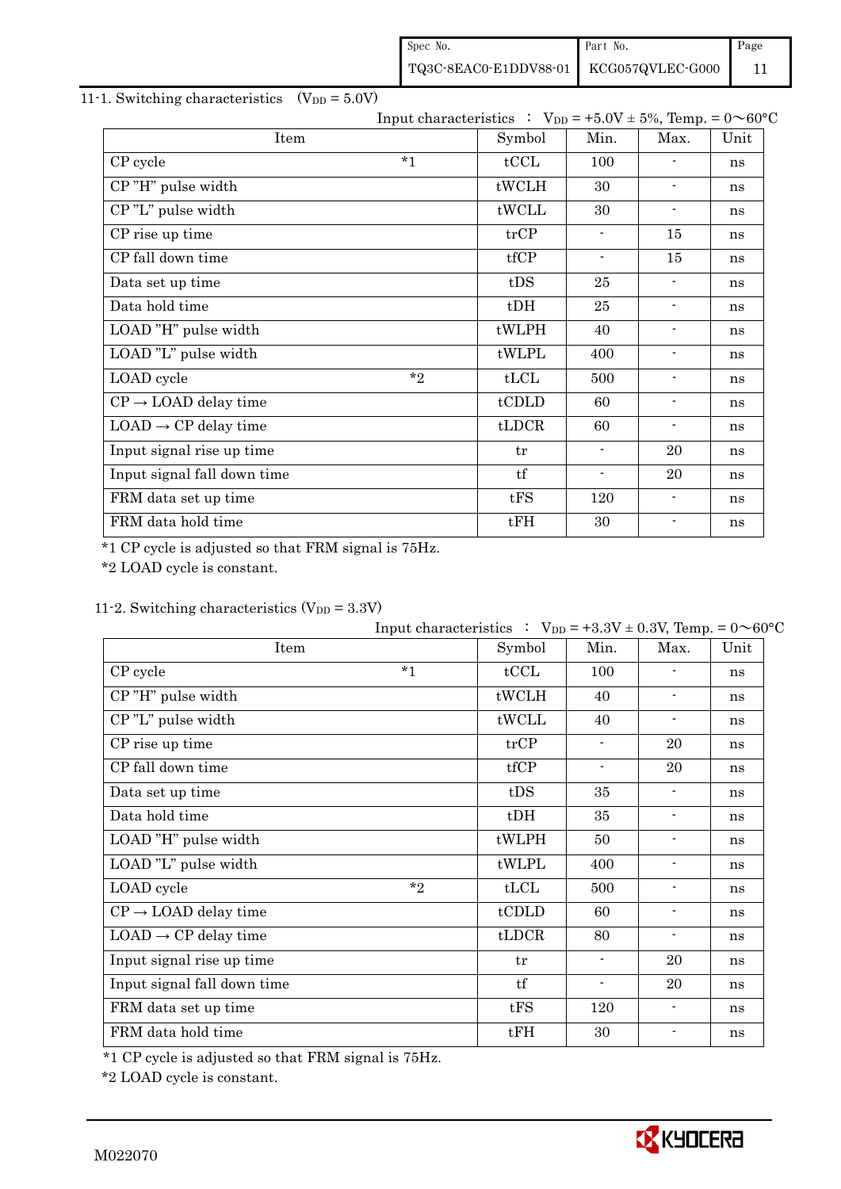## 11-1. Switching characteristics ($V_{DD}$ = 5.0V)

Input characteristics : $V_{DD}$ = +5.0V ± 5%, Temp. = 0～60°C

| Item | | Symbol | Min. | Max. | Unit |
|---|---|---|---|---|---|
| CP cycle | *1 | tCCL | 100 | - | ns |
| CP "H" pulse width | | tWCLH | 30 | - | ns |
| CP "L" pulse width | | tWCLL | 30 | - | ns |
| CP rise up time | | trCP | - | 15 | ns |
| CP fall down time | | tfCP | - | 15 | ns |
| Data set up time | | tDS | 25 | - | ns |
| Data hold time | | tDH | 25 | - | ns |
| LOAD "H" pulse width | | tWLPH | 40 | - | ns |
| LOAD "L" pulse width | | tWLPL | 400 | - | ns |
| LOAD cycle | *2 | tLCL | 500 | - | ns |
| CP → LOAD delay time | | tCDLD | 60 | - | ns |
| LOAD → CP delay time | | tLDCR | 60 | - | ns |
| Input signal rise up time | | tr | - | 20 | ns |
| Input signal fall down time | | tf | - | 20 | ns |
| FRM data set up time | | tFS | 120 | - | ns |
| FRM data hold time | | tFH | 30 | - | ns |

*1 CP cycle is adjusted so that FRM signal is 75Hz.

*2 LOAD cycle is constant.

## 11-2. Switching characteristics ($V_{DD}$ = 3.3V)

Input characteristics : $V_{DD}$ = +3.3V ± 0.3V, Temp. = 0～60°C

| Item | | Symbol | Min. | Max. | Unit |
|---|---|---|---|---|---|
| CP cycle | *1 | tCCL | 100 | - | ns |
| CP "H" pulse width | | tWCLH | 40 | - | ns |
| CP "L" pulse width | | tWCLL | 40 | - | ns |
| CP rise up time | | trCP | - | 20 | ns |
| CP fall down time | | tfCP | - | 20 | ns |
| Data set up time | | tDS | 35 | - | ns |
| Data hold time | | tDH | 35 | - | ns |
| LOAD "H" pulse width | | tWLPH | 50 | - | ns |
| LOAD "L" pulse width | | tWLPL | 400 | - | ns |
| LOAD cycle | *2 | tLCL | 500 | - | ns |
| CP → LOAD delay time | | tCDLD | 60 | - | ns |
| LOAD → CP delay time | | tLDCR | 80 | - | ns |
| Input signal rise up time | | tr | - | 20 | ns |
| Input signal fall down time | | tf | - | 20 | ns |
| FRM data set up time | | tFS | 120 | - | ns |
| FRM data hold time | | tFH | 30 | - | ns |

*1 CP cycle is adjusted so that FRM signal is 75Hz.

*2 LOAD cycle is constant.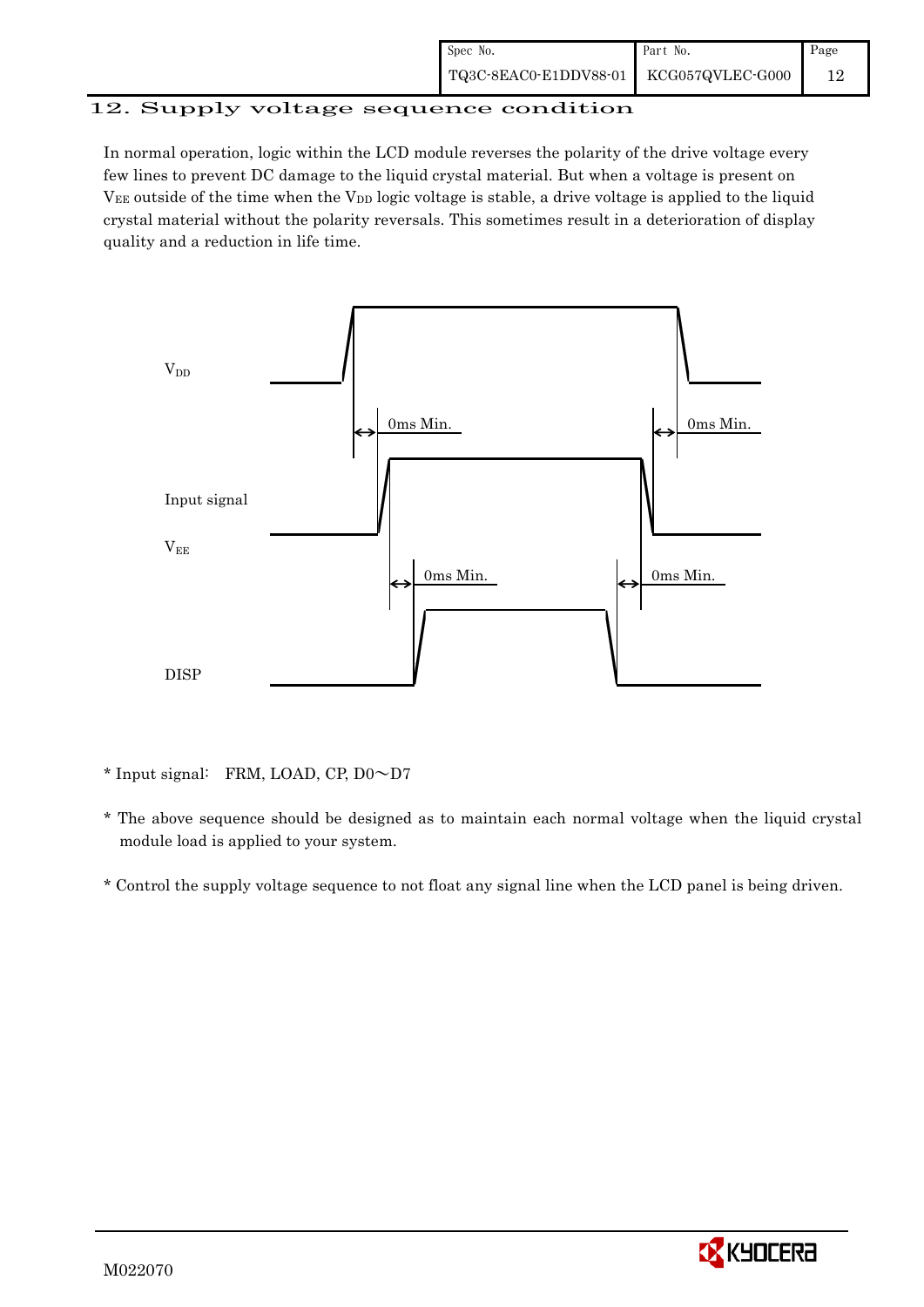## 12. Supply voltage sequence condition

In normal operation, logic within the LCD module reverses the polarity of the drive voltage every few lines to prevent DC damage to the liquid crystal material. But when a voltage is present on $V_{EE}$ outside of the time when the $V_{DD}$ logic voltage is stable, a drive voltage is applied to the liquid crystal material without the polarity reversals. This sometimes result in a deterioration of display quality and a reduction in life time.

$V_{DD}$

0ms Min.　　　　0ms Min.

Input signal

$V_{EE}$

0ms Min.　　　　0ms Min.

DISP

* Input signal:　FRM, LOAD, CP, D0～D7

* The above sequence should be designed as to maintain each normal voltage when the liquid crystal module load is applied to your system.

* Control the supply voltage sequence to not float any signal line when the LCD panel is being driven.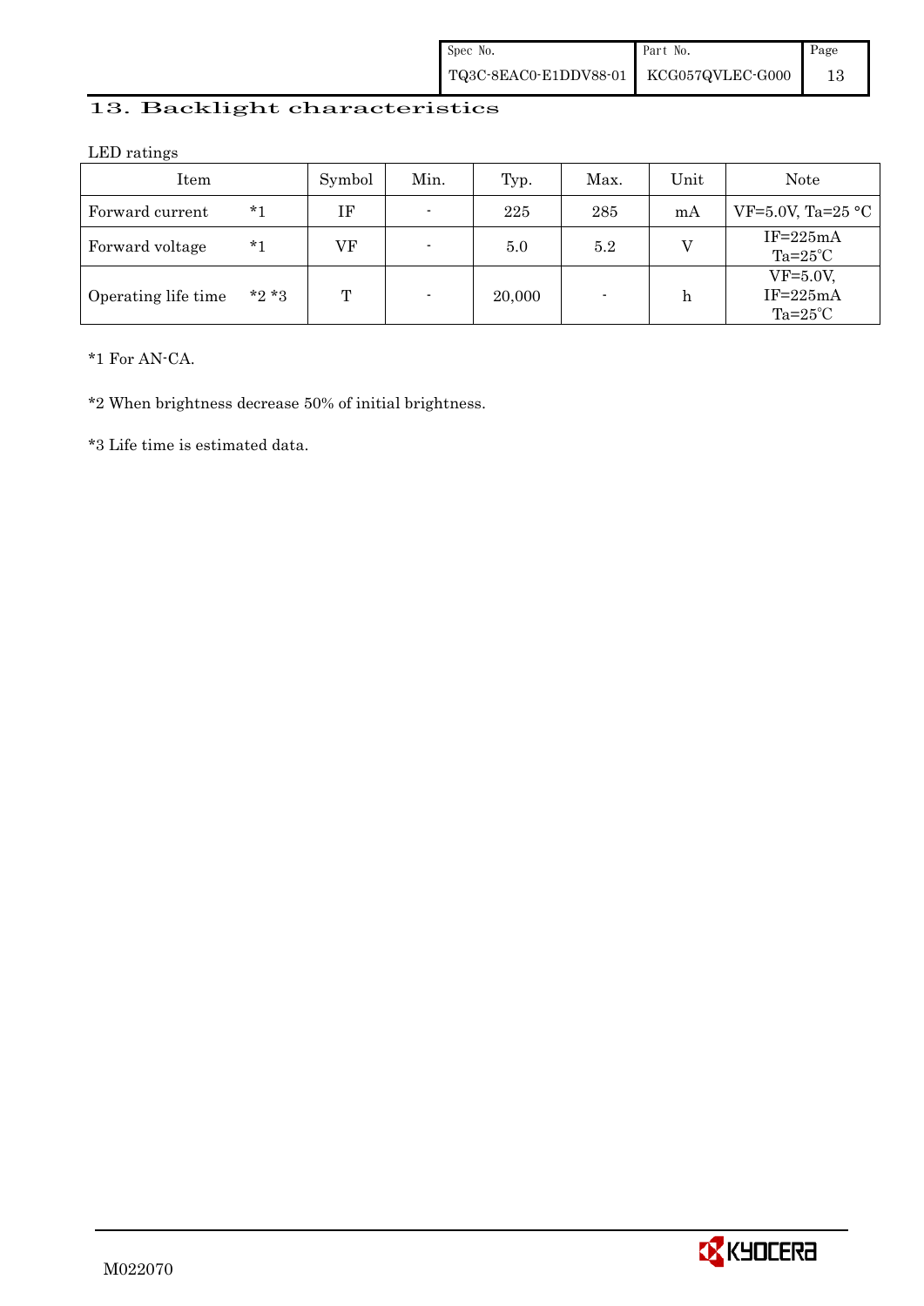## 13. Backlight characteristics

LED ratings

| Item | | Symbol | Min. | Typ. | Max. | Unit | Note |
|---|---|---|---|---|---|---|---|
| Forward current | *1 | IF | - | 225 | 285 | mA | VF=5.0V, Ta=25 °C |
| Forward voltage | *1 | VF | - | 5.0 | 5.2 | V | IF=225mA Ta=25℃ |
| Operating life time | *2 *3 | T | - | 20,000 | - | h | VF=5.0V, IF=225mA Ta=25℃ |

*1 For AN-CA.

*2 When brightness decrease 50% of initial brightness.

*3 Life time is estimated data.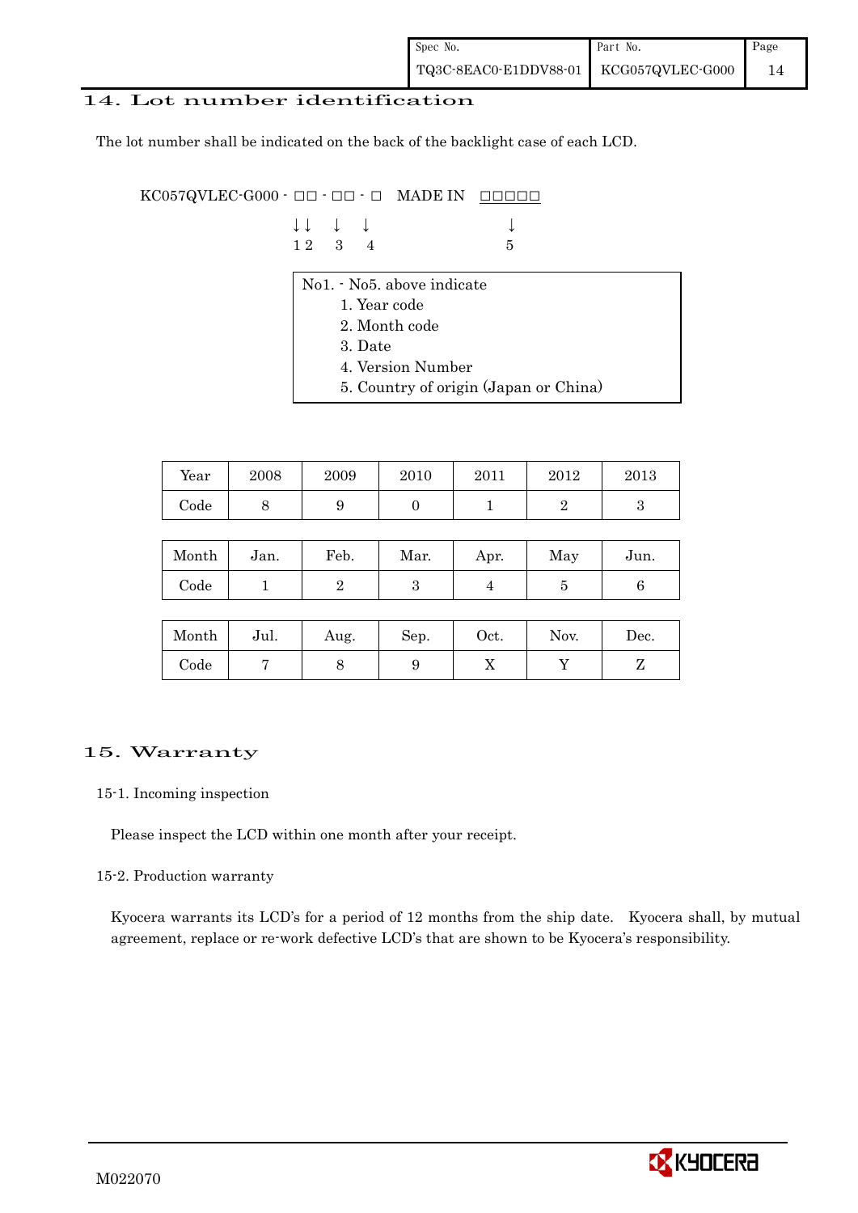## 14. Lot number identification

The lot number shall be indicated on the back of the backlight case of each LCD.

```
KC057QVLEC-G000 - □□ - □□ - □   MADE IN  □□□□□
                  ↓↓   ↓   ↓               ↓
                  1 2   3   4               5
```

No1. - No5. above indicate

1. Year code
2. Month code
3. Date
4. Version Number
5. Country of origin (Japan or China)

| Year | 2008 | 2009 | 2010 | 2011 | 2012 | 2013 |
|---|---|---|---|---|---|---|
| Code | 8 | 9 | 0 | 1 | 2 | 3 |

| Month | Jan. | Feb. | Mar. | Apr. | May | Jun. |
|---|---|---|---|---|---|---|
| Code | 1 | 2 | 3 | 4 | 5 | 6 |

| Month | Jul. | Aug. | Sep. | Oct. | Nov. | Dec. |
|---|---|---|---|---|---|---|
| Code | 7 | 8 | 9 | X | Y | Z |

## 15. Warranty

### 15-1. Incoming inspection

Please inspect the LCD within one month after your receipt.

### 15-2. Production warranty

Kyocera warrants its LCD's for a period of 12 months from the ship date. Kyocera shall, by mutual agreement, replace or re-work defective LCD's that are shown to be Kyocera's responsibility.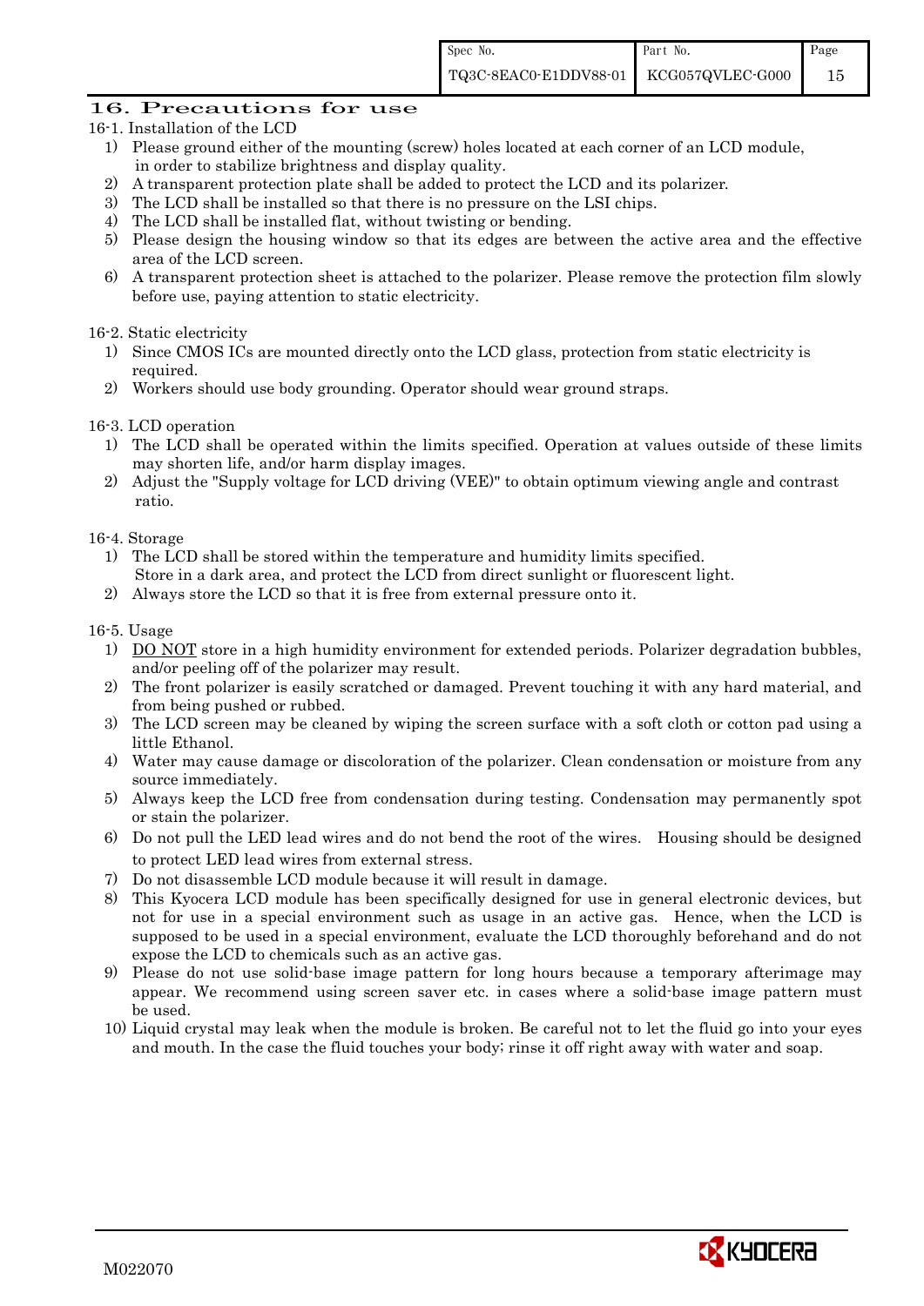## 16. Precautions for use

16-1. Installation of the LCD

1) Please ground either of the mounting (screw) holes located at each corner of an LCD module, in order to stabilize brightness and display quality.
2) A transparent protection plate shall be added to protect the LCD and its polarizer.
3) The LCD shall be installed so that there is no pressure on the LSI chips.
4) The LCD shall be installed flat, without twisting or bending.
5) Please design the housing window so that its edges are between the active area and the effective area of the LCD screen.
6) A transparent protection sheet is attached to the polarizer. Please remove the protection film slowly before use, paying attention to static electricity.

16-2. Static electricity

1) Since CMOS ICs are mounted directly onto the LCD glass, protection from static electricity is required.
2) Workers should use body grounding. Operator should wear ground straps.

16-3. LCD operation

1) The LCD shall be operated within the limits specified. Operation at values outside of these limits may shorten life, and/or harm display images.
2) Adjust the "Supply voltage for LCD driving (VEE)" to obtain optimum viewing angle and contrast ratio.

16-4. Storage

1) The LCD shall be stored within the temperature and humidity limits specified. Store in a dark area, and protect the LCD from direct sunlight or fluorescent light.
2) Always store the LCD so that it is free from external pressure onto it.

16-5. Usage

1) DO NOT store in a high humidity environment for extended periods. Polarizer degradation bubbles, and/or peeling off of the polarizer may result.
2) The front polarizer is easily scratched or damaged. Prevent touching it with any hard material, and from being pushed or rubbed.
3) The LCD screen may be cleaned by wiping the screen surface with a soft cloth or cotton pad using a little Ethanol.
4) Water may cause damage or discoloration of the polarizer. Clean condensation or moisture from any source immediately.
5) Always keep the LCD free from condensation during testing. Condensation may permanently spot or stain the polarizer.
6) Do not pull the LED lead wires and do not bend the root of the wires. Housing should be designed to protect LED lead wires from external stress.
7) Do not disassemble LCD module because it will result in damage.
8) This Kyocera LCD module has been specifically designed for use in general electronic devices, but not for use in a special environment such as usage in an active gas. Hence, when the LCD is supposed to be used in a special environment, evaluate the LCD thoroughly beforehand and do not expose the LCD to chemicals such as an active gas.
9) Please do not use solid-base image pattern for long hours because a temporary afterimage may appear. We recommend using screen saver etc. in cases where a solid-base image pattern must be used.
10) Liquid crystal may leak when the module is broken. Be careful not to let the fluid go into your eyes and mouth. In the case the fluid touches your body; rinse it off right away with water and soap.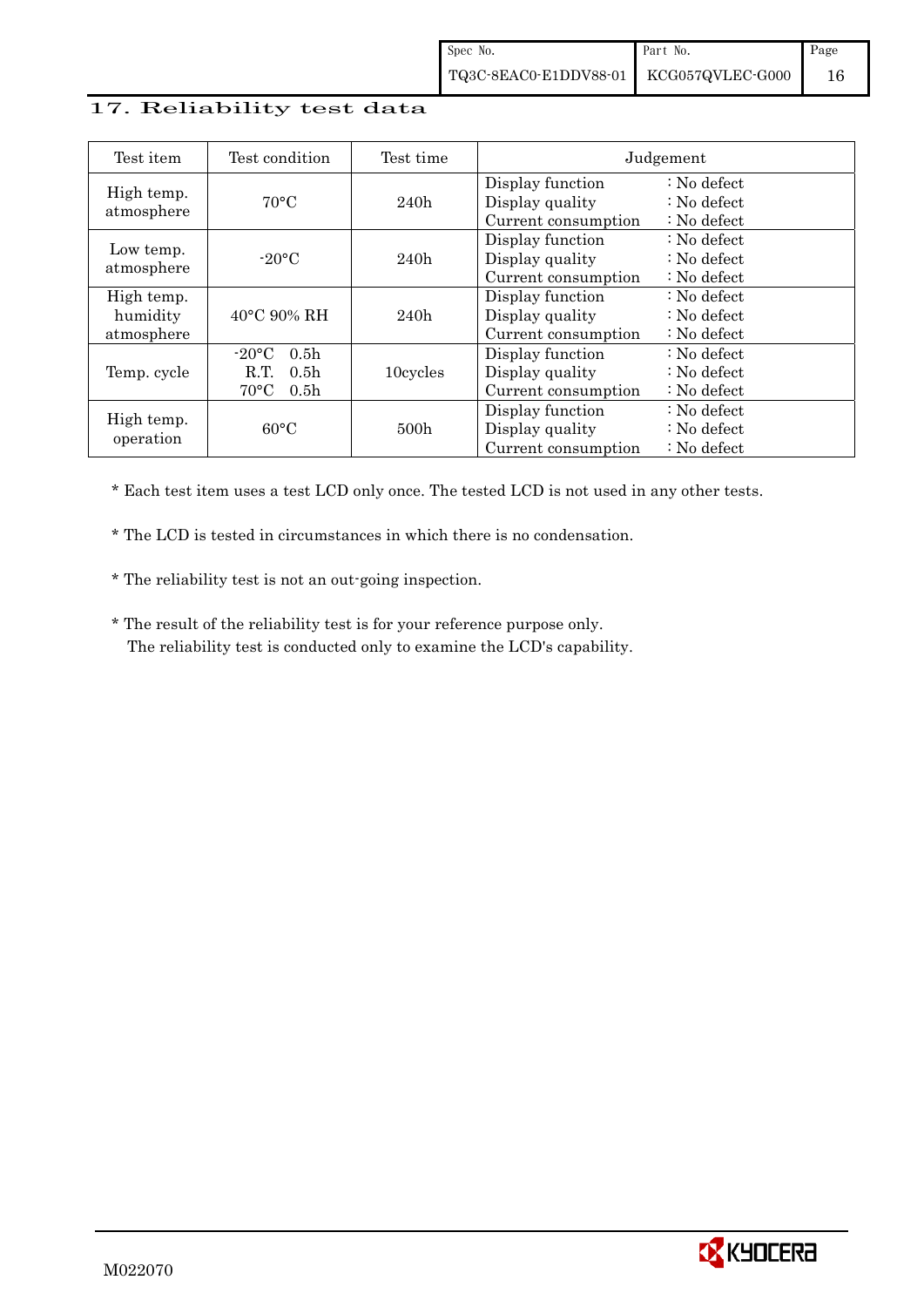## 17. Reliability test data

| Test item | Test condition | Test time | Judgement | |
|---|---|---|---|---|
| High temp. atmosphere | 70°C | 240h | Display function<br>Display quality<br>Current consumption | : No defect<br>: No defect<br>: No defect |
| Low temp. atmosphere | -20°C | 240h | Display function<br>Display quality<br>Current consumption | : No defect<br>: No defect<br>: No defect |
| High temp. humidity atmosphere | 40°C 90% RH | 240h | Display function<br>Display quality<br>Current consumption | : No defect<br>: No defect<br>: No defect |
| Temp. cycle | -20°C 0.5h<br>R.T. 0.5h<br>70°C 0.5h | 10cycles | Display function<br>Display quality<br>Current consumption | : No defect<br>: No defect<br>: No defect |
| High temp. operation | 60°C | 500h | Display function<br>Display quality<br>Current consumption | : No defect<br>: No defect<br>: No defect |

* Each test item uses a test LCD only once. The tested LCD is not used in any other tests.

* The LCD is tested in circumstances in which there is no condensation.

* The reliability test is not an out-going inspection.

* The result of the reliability test is for your reference purpose only.
  The reliability test is conducted only to examine the LCD's capability.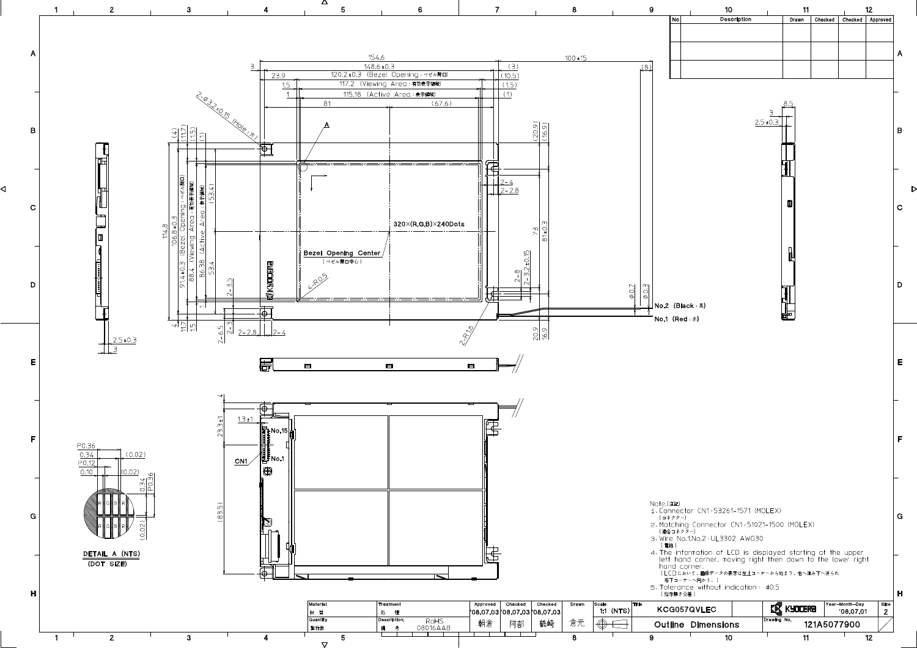| No | Description | Drawn | Checked | Checked | Approved |
|---|---|---|---|---|---|
| | | | | | |
| | | | | | |
| | | | | | |

DETAIL A (NTS)
(DOT SIZE)

Note.(注記)

1. Connector CN1:53261-1571 (MOLEX)
   (コネクター)
2. Matching Connector CN1:51021-1500 (MOLEX)
   (適合コネクター)
3. Wire No.1,No.2 :UL3302 AWG30
   (電線)
4. The information of LCD is displayed starting at the upper left hand corner, moving right then down to the lower right hand corner.
   (LCDにおいて、画像データの表示は左上コーナーから始まり、右へ進み下へ送られ右下コーナーへ向かう。)
5. Tolerance without indication : ±0.5
   (指示無き公差)

| Material 材質 | Treatment 処理 | Approved | Checked | Checked | Drawn | Scale | Title | | Year-Month-Day | Size |
|---|---|---|---|---|---|---|---|---|---|---|
| | | '08.07.03 | '08.07.03 | '08.07.03 | | 1:1 (NTS) | KCG057QVLEC | KYOCERA | '08.07.01 | 2 |
| Quantity 製作数 | Description; 備考 RoHS 08016AAB | 朝倉 | 阿部 | 鶴崎 | 倉元 | | Outline Dimensions | Drawing No. | 121A5077900 | |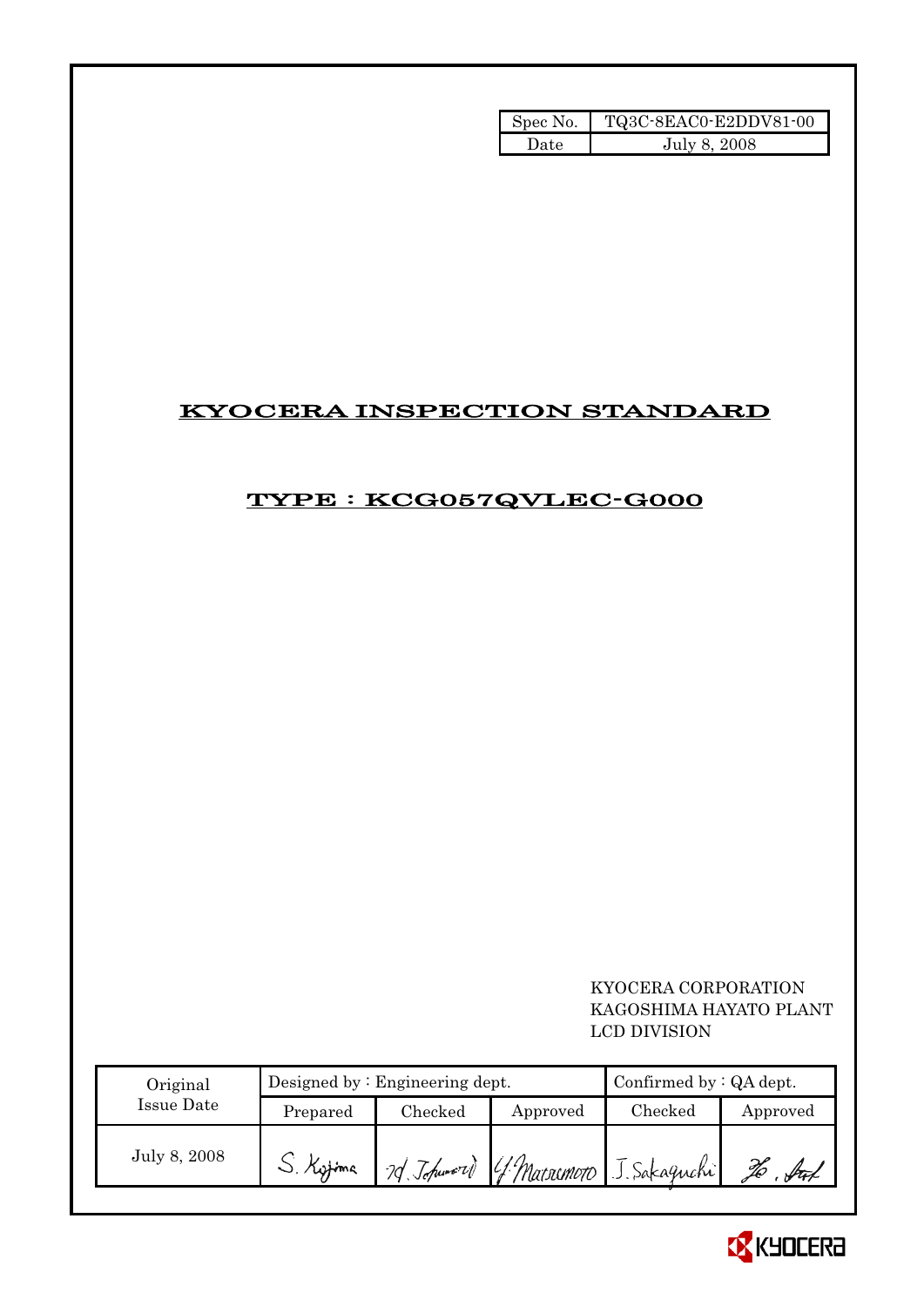| Spec No. | TQ3C-8EAC0-E2DDV81-00 |
| --- | --- |
| Date | July 8, 2008 |

# KYOCERA INSPECTION STANDARD

## TYPE : KCG057QVLEC-G000

KYOCERA CORPORATION
KAGOSHIMA HAYATO PLANT
LCD DIVISION

| Original Issue Date | Designed by : Engineering dept. | | | Confirmed by : QA dept. | |
| --- | --- | --- | --- | --- | --- |
| | Prepared | Checked | Approved | Checked | Approved |
| July 8, 2008 | S. Kojima | M. Tokumori | Y. Matsumoto | J. Sakaguchi | |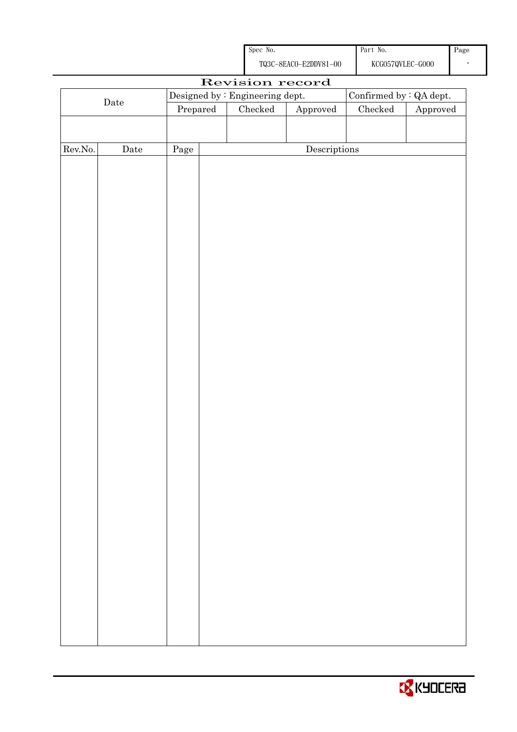| Spec No. | Part No. | Page |
| --- | --- | --- |
| TQ3C-8EAC0-E2DDV81-00 | KCG057QVLEC-G000 | - |

# Revision record

| Date | Designed by : Engineering dept. | | | Confirmed by : QA dept. | |
| --- | --- | --- | --- | --- | --- |
| | Prepared | Checked | Approved | Checked | Approved |
| | | | | | |

| Rev.No. | Date | Page | Descriptions |
| --- | --- | --- | --- |
| | | | |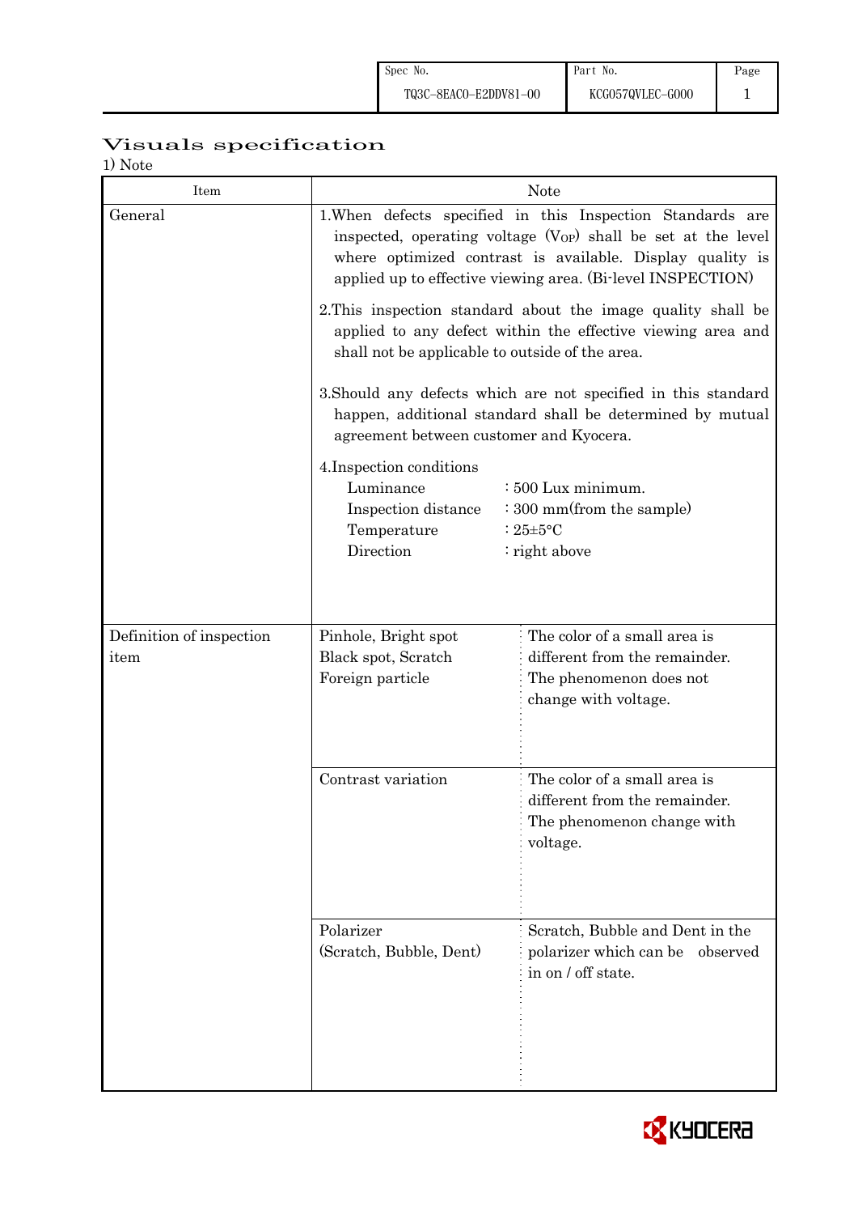# Visuals specification

1) Note

| Item | Note | |
|---|---|---|
| General | 1.When defects specified in this Inspection Standards are inspected, operating voltage ($V_{OP}$) shall be set at the level where optimized contrast is available. Display quality is applied up to effective viewing area. (Bi-level INSPECTION)<br><br>2.This inspection standard about the image quality shall be applied to any defect within the effective viewing area and shall not be applicable to outside of the area.<br><br>3.Should any defects which are not specified in this standard happen, additional standard shall be determined by mutual agreement between customer and Kyocera.<br><br>4.Inspection conditions<br>Luminance : 500 Lux minimum.<br>Inspection distance : 300 mm(from the sample)<br>Temperature : 25±5°C<br>Direction : right above | |
| Definition of inspection item | Pinhole, Bright spot<br>Black spot, Scratch<br>Foreign particle | The color of a small area is different from the remainder. The phenomenon does not change with voltage. |
| | Contrast variation | The color of a small area is different from the remainder. The phenomenon change with voltage. |
| | Polarizer<br>(Scratch, Bubble, Dent) | Scratch, Bubble and Dent in the polarizer which can be observed in on / off state. |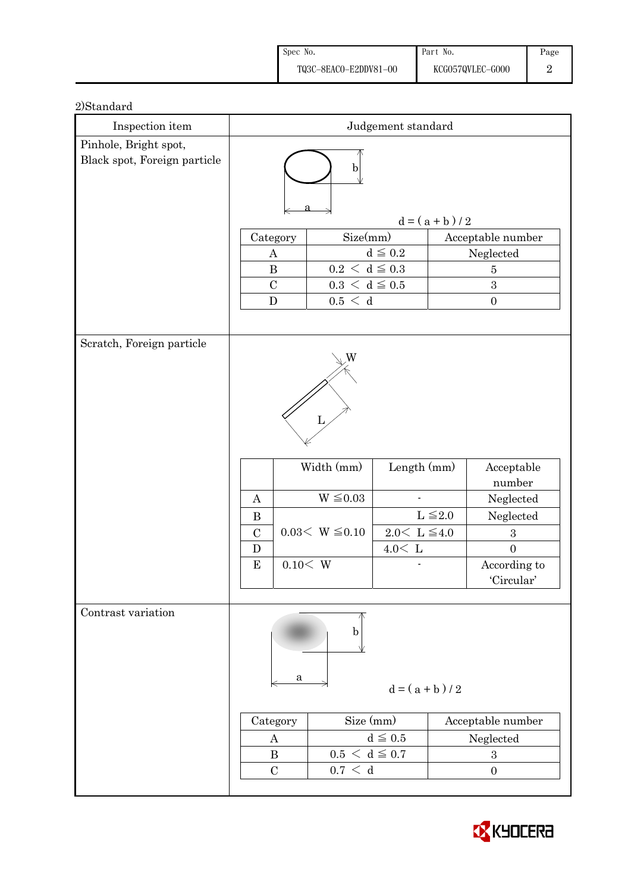2)Standard

| Inspection item | Judgement standard |
|---|---|
| Pinhole, Bright spot, Black spot, Foreign particle | $d = (a + b) / 2$ |

| Category | Size(mm) | Acceptable number |
|---|---|---|
| A | $d \leqq 0.2$ | Neglected |
| B | $0.2 < d \leqq 0.3$ | 5 |
| C | $0.3 < d \leqq 0.5$ | 3 |
| D | $0.5 < d$ | 0 |

Scratch, Foreign particle

| | Width (mm) | Length (mm) | Acceptable number |
|---|---|---|---|
| A | $W \leqq 0.03$ | - | Neglected |
| B | $0.03 < W \leqq 0.10$ | $L \leqq 2.0$ | Neglected |
| C | | $2.0 < L \leqq 4.0$ | 3 |
| D | | $4.0 < L$ | 0 |
| E | $0.10 < W$ | - | According to 'Circular' |

Contrast variation

$d = (a + b) / 2$

| Category | Size (mm) | Acceptable number |
|---|---|---|
| A | $d \leqq 0.5$ | Neglected |
| B | $0.5 < d \leqq 0.7$ | 3 |
| C | $0.7 < d$ | 0 |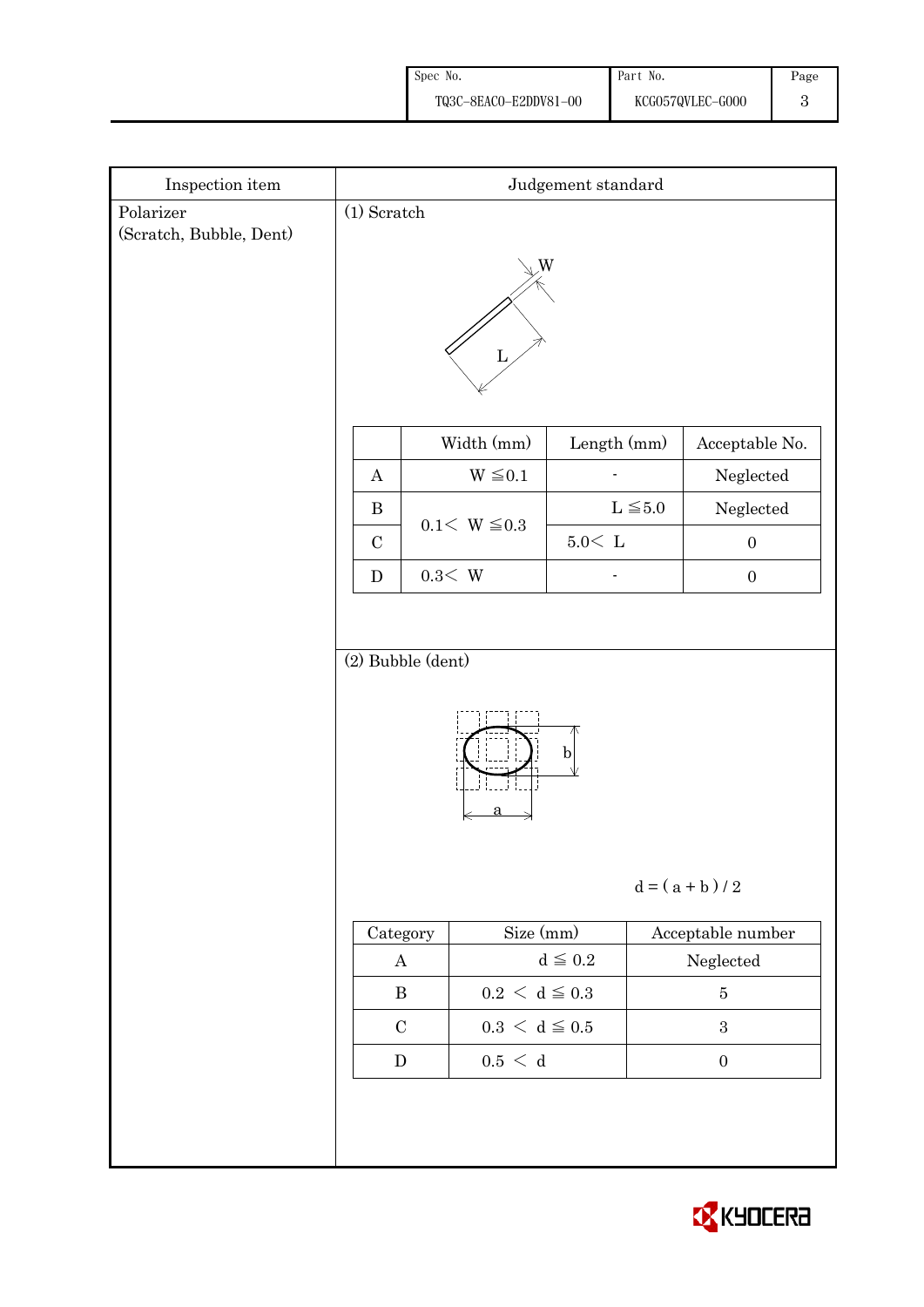| Inspection item | Judgement standard |
|---|---|
| Polarizer (Scratch, Bubble, Dent) | (1) Scratch |

W

L

| | Width (mm) | Length (mm) | Acceptable No. |
|---|---|---|---|
| A | W ≦0.1 | - | Neglected |
| B | 0.1< W ≦0.3 | L ≦5.0 | Neglected |
| C | | 5.0< L | 0 |
| D | 0.3< W | - | 0 |

(2) Bubble (dent)

b

a

d = ( a + b ) / 2

| Category | Size (mm) | Acceptable number |
|---|---|---|
| A | d ≦ 0.2 | Neglected |
| B | 0.2 < d ≦ 0.3 | 5 |
| C | 0.3 < d ≦ 0.5 | 3 |
| D | 0.5 < d | 0 |